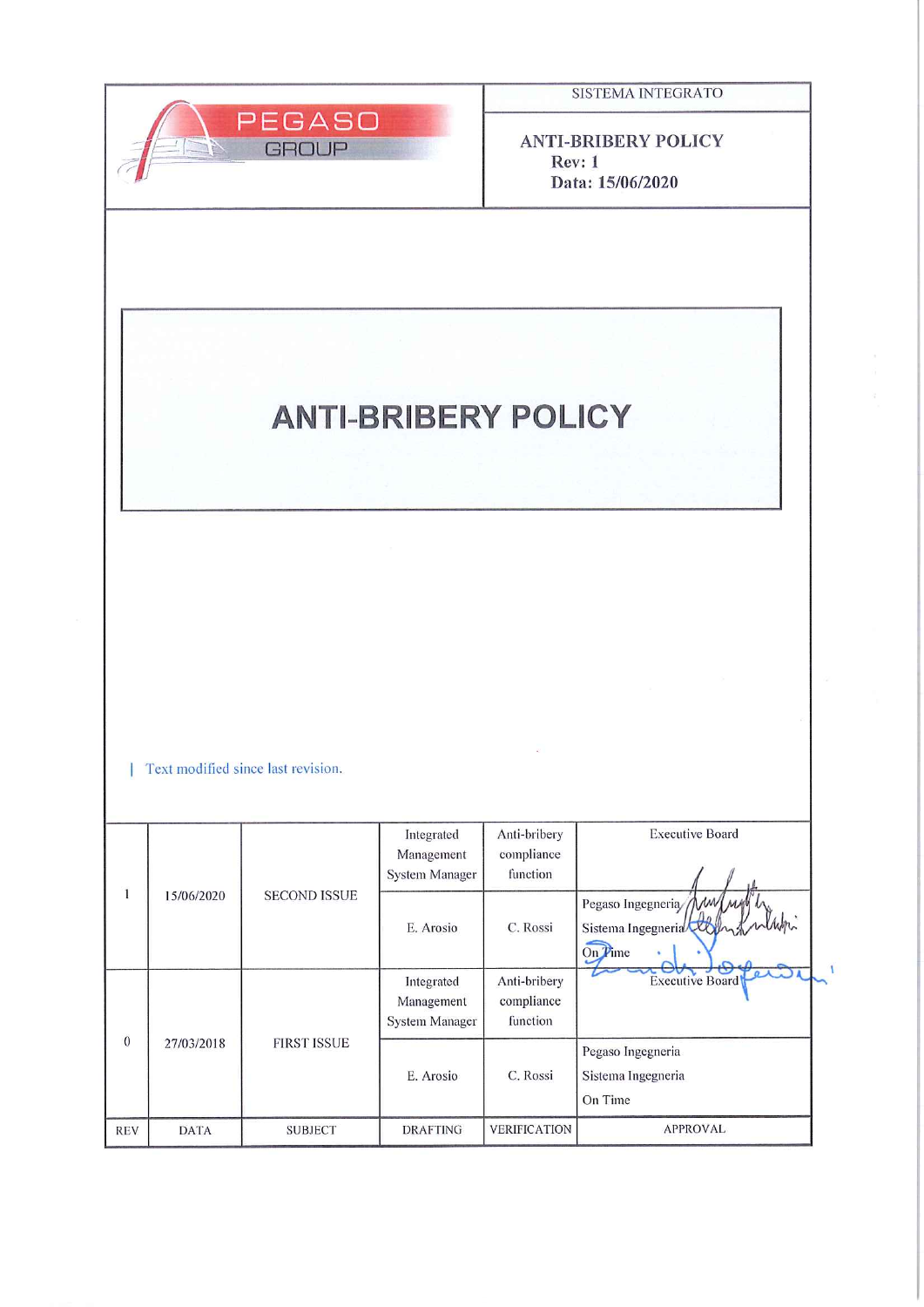PEGASO GROUP

SISTEMA INTEGRATO

**ANTI-BRIBERY POLICY**
**Rev: 1**
**Data: 15/06/2020**

# ANTI-BRIBERY POLICY

| Text modified since last revision.

| REV | DATA | SUBJECT | DRAFTING | VERIFICATION | APPROVAL |
|---|---|---|---|---|---|
| 1 | 15/06/2020 | SECOND ISSUE | Integrated Management System Manager | Anti-bribery compliance function | Executive Board |
| | | | E. Arosio | C. Rossi | Pegaso Ingegneria<br>Sistema Ingegneria<br>On Time |
| 0 | 27/03/2018 | FIRST ISSUE | Integrated Management System Manager | Anti-bribery compliance function | Executive Board |
| | | | E. Arosio | C. Rossi | Pegaso Ingegneria<br>Sistema Ingegneria<br>On Time |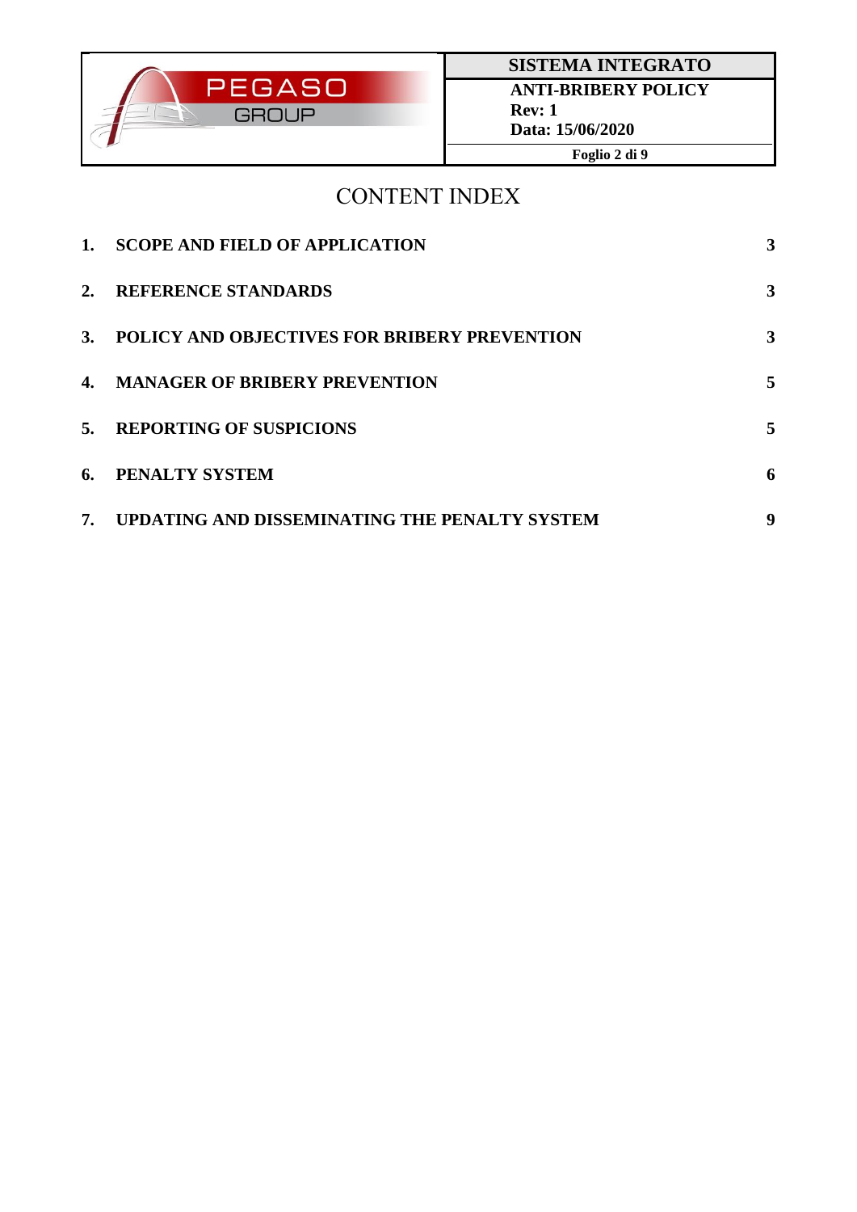# CONTENT INDEX

| | | |
|---|---|---|
| **1.** | **SCOPE AND FIELD OF APPLICATION** | **3** |
| **2.** | **REFERENCE STANDARDS** | **3** |
| **3.** | **POLICY AND OBJECTIVES FOR BRIBERY PREVENTION** | **3** |
| **4.** | **MANAGER OF BRIBERY PREVENTION** | **5** |
| **5.** | **REPORTING OF SUSPICIONS** | **5** |
| **6.** | **PENALTY SYSTEM** | **6** |
| **7.** | **UPDATING AND DISSEMINATING THE PENALTY SYSTEM** | **9** |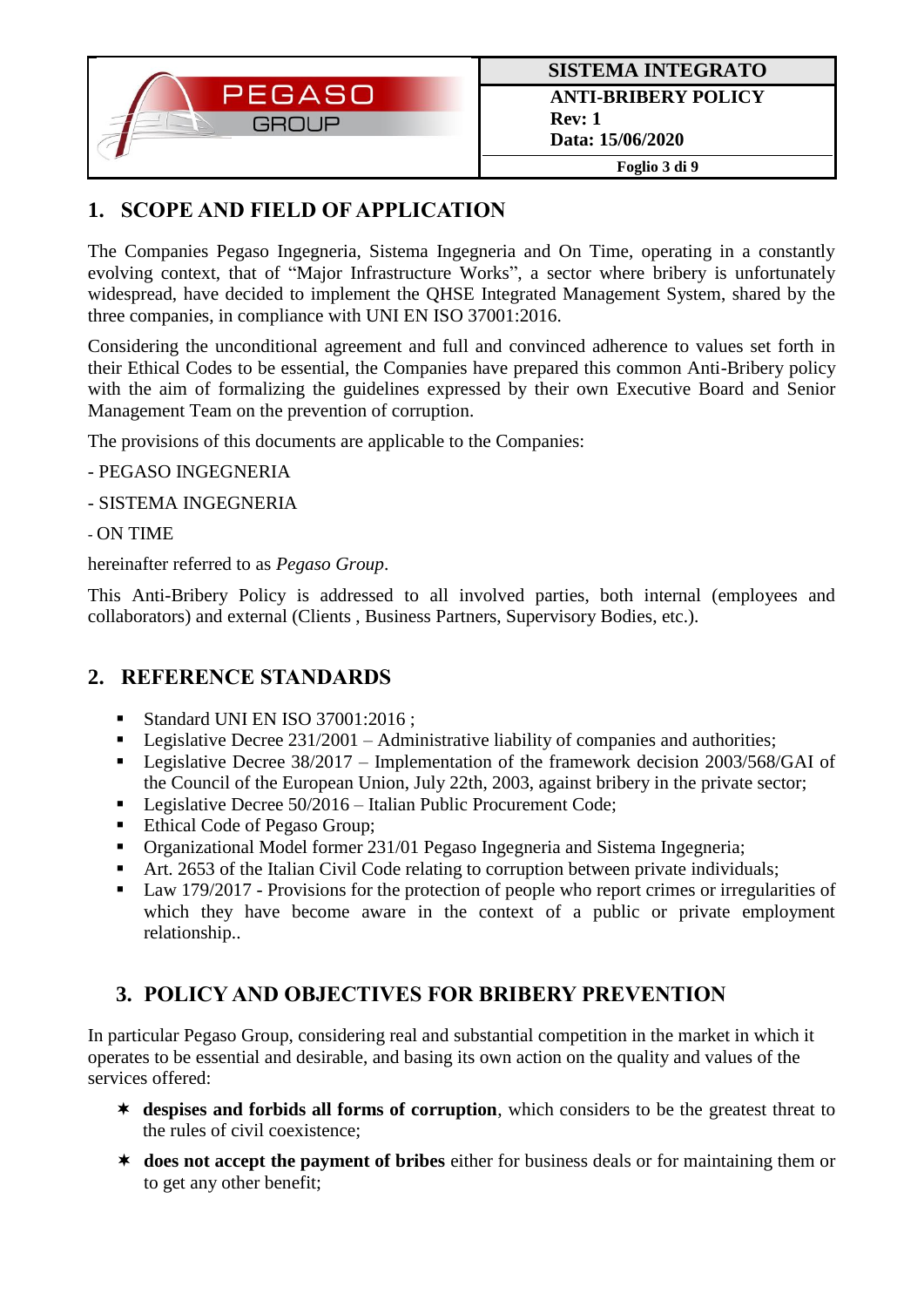## 1. SCOPE AND FIELD OF APPLICATION

The Companies Pegaso Ingegneria, Sistema Ingegneria and On Time, operating in a constantly evolving context, that of "Major Infrastructure Works", a sector where bribery is unfortunately widespread, have decided to implement the QHSE Integrated Management System, shared by the three companies, in compliance with UNI EN ISO 37001:2016.

Considering the unconditional agreement and full and convinced adherence to values set forth in their Ethical Codes to be essential, the Companies have prepared this common Anti-Bribery policy with the aim of formalizing the guidelines expressed by their own Executive Board and Senior Management Team on the prevention of corruption.

The provisions of this documents are applicable to the Companies:

- PEGASO INGEGNERIA
- SISTEMA INGEGNERIA
- ON TIME

hereinafter referred to as *Pegaso Group*.

This Anti-Bribery Policy is addressed to all involved parties, both internal (employees and collaborators) and external (Clients , Business Partners, Supervisory Bodies, etc.).

## 2. REFERENCE STANDARDS

- Standard UNI EN ISO 37001:2016 ;
- Legislative Decree 231/2001 – Administrative liability of companies and authorities;
- Legislative Decree 38/2017 – Implementation of the framework decision 2003/568/GAI of the Council of the European Union, July 22th, 2003, against bribery in the private sector;
- Legislative Decree 50/2016 – Italian Public Procurement Code;
- Ethical Code of Pegaso Group;
- Organizational Model former 231/01 Pegaso Ingegneria and Sistema Ingegneria;
- Art. 2653 of the Italian Civil Code relating to corruption between private individuals;
- Law 179/2017 - Provisions for the protection of people who report crimes or irregularities of which they have become aware in the context of a public or private employment relationship..

## 3. POLICY AND OBJECTIVES FOR BRIBERY PREVENTION

In particular Pegaso Group, considering real and substantial competition in the market in which it operates to be essential and desirable, and basing its own action on the quality and values of the services offered:

- **despises and forbids all forms of corruption**, which considers to be the greatest threat to the rules of civil coexistence;
- **does not accept the payment of bribes** either for business deals or for maintaining them or to get any other benefit;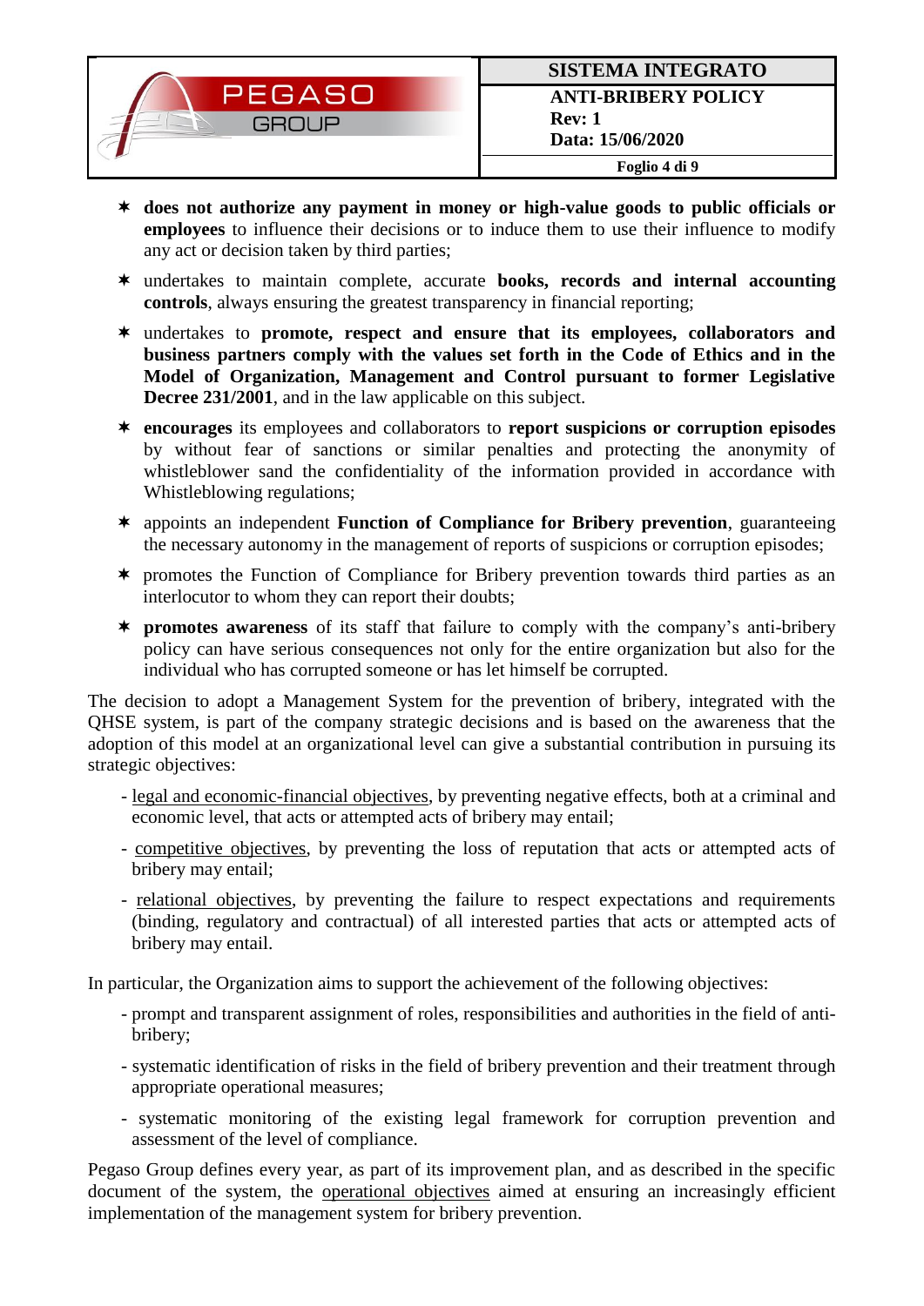- **does not authorize any payment in money or high-value goods to public officials or employees** to influence their decisions or to induce them to use their influence to modify any act or decision taken by third parties;
- undertakes to maintain complete, accurate **books, records and internal accounting controls**, always ensuring the greatest transparency in financial reporting;
- undertakes to **promote, respect and ensure that its employees, collaborators and business partners comply with the values set forth in the Code of Ethics and in the Model of Organization, Management and Control pursuant to former Legislative Decree 231/2001**, and in the law applicable on this subject.
- **encourages** its employees and collaborators to **report suspicions or corruption episodes** by without fear of sanctions or similar penalties and protecting the anonymity of whistleblower sand the confidentiality of the information provided in accordance with Whistleblowing regulations;
- appoints an independent **Function of Compliance for Bribery prevention**, guaranteeing the necessary autonomy in the management of reports of suspicions or corruption episodes;
- promotes the Function of Compliance for Bribery prevention towards third parties as an interlocutor to whom they can report their doubts;
- **promotes awareness** of its staff that failure to comply with the company's anti-bribery policy can have serious consequences not only for the entire organization but also for the individual who has corrupted someone or has let himself be corrupted.

The decision to adopt a Management System for the prevention of bribery, integrated with the QHSE system, is part of the company strategic decisions and is based on the awareness that the adoption of this model at an organizational level can give a substantial contribution in pursuing its strategic objectives:

- legal and economic-financial objectives, by preventing negative effects, both at a criminal and economic level, that acts or attempted acts of bribery may entail;
- competitive objectives, by preventing the loss of reputation that acts or attempted acts of bribery may entail;
- relational objectives, by preventing the failure to respect expectations and requirements (binding, regulatory and contractual) of all interested parties that acts or attempted acts of bribery may entail.

In particular, the Organization aims to support the achievement of the following objectives:

- prompt and transparent assignment of roles, responsibilities and authorities in the field of anti-bribery;
- systematic identification of risks in the field of bribery prevention and their treatment through appropriate operational measures;
- systematic monitoring of the existing legal framework for corruption prevention and assessment of the level of compliance.

Pegaso Group defines every year, as part of its improvement plan, and as described in the specific document of the system, the operational objectives aimed at ensuring an increasingly efficient implementation of the management system for bribery prevention.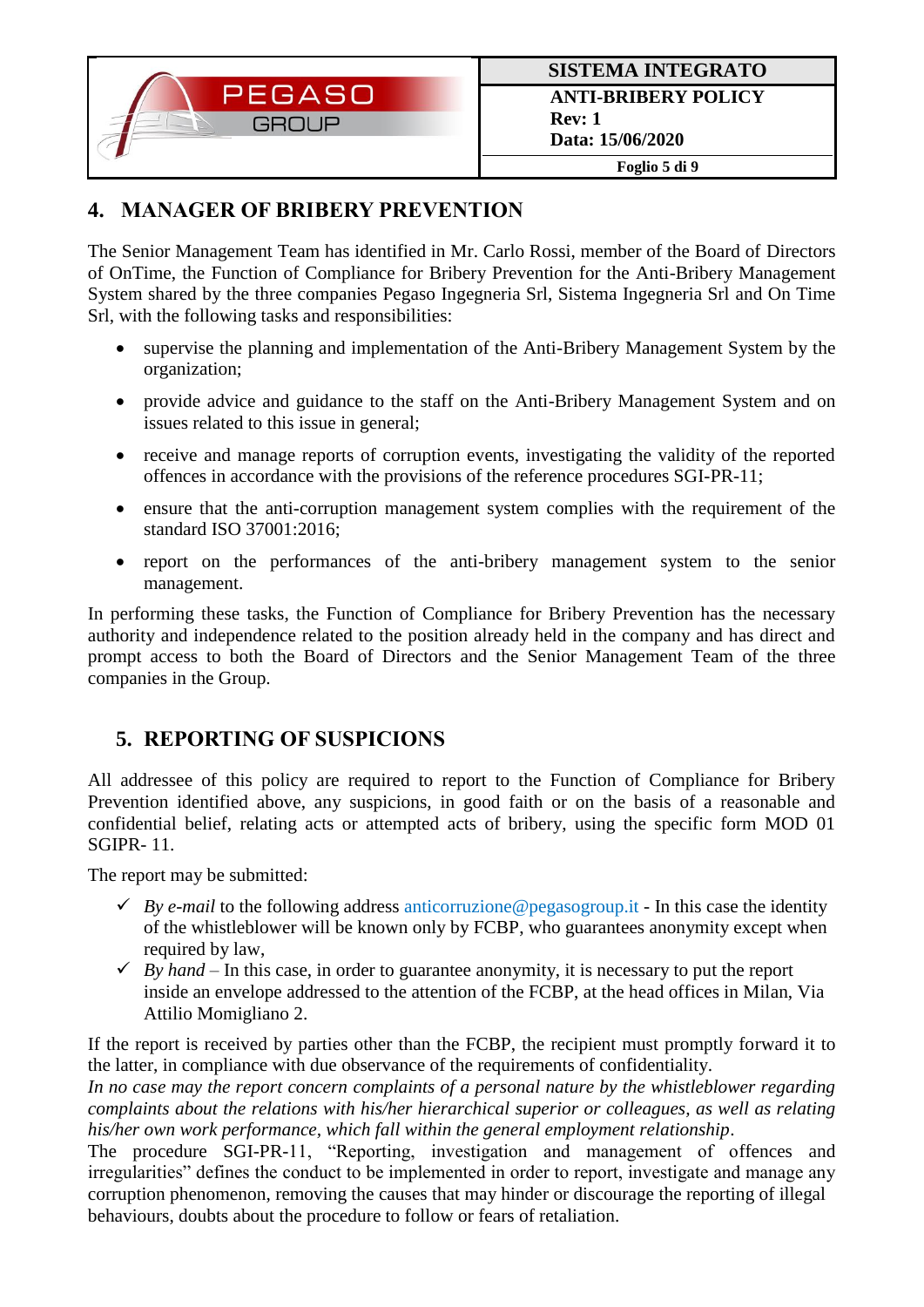## 4. MANAGER OF BRIBERY PREVENTION

The Senior Management Team has identified in Mr. Carlo Rossi, member of the Board of Directors of OnTime, the Function of Compliance for Bribery Prevention for the Anti-Bribery Management System shared by the three companies Pegaso Ingegneria Srl, Sistema Ingegneria Srl and On Time Srl, with the following tasks and responsibilities:

- supervise the planning and implementation of the Anti-Bribery Management System by the organization;
- provide advice and guidance to the staff on the Anti-Bribery Management System and on issues related to this issue in general;
- receive and manage reports of corruption events, investigating the validity of the reported offences in accordance with the provisions of the reference procedures SGI-PR-11;
- ensure that the anti-corruption management system complies with the requirement of the standard ISO 37001:2016;
- report on the performances of the anti-bribery management system to the senior management.

In performing these tasks, the Function of Compliance for Bribery Prevention has the necessary authority and independence related to the position already held in the company and has direct and prompt access to both the Board of Directors and the Senior Management Team of the three companies in the Group.

## 5. REPORTING OF SUSPICIONS

All addressee of this policy are required to report to the Function of Compliance for Bribery Prevention identified above, any suspicions, in good faith or on the basis of a reasonable and confidential belief, relating acts or attempted acts of bribery, using the specific form MOD 01 SGIPR- 11.

The report may be submitted:

- ✓ *By e-mail* to the following address anticorruzione@pegasogroup.it - In this case the identity of the whistleblower will be known only by FCBP, who guarantees anonymity except when required by law,
- ✓ *By hand* – In this case, in order to guarantee anonymity, it is necessary to put the report inside an envelope addressed to the attention of the FCBP, at the head offices in Milan, Via Attilio Momigliano 2.

If the report is received by parties other than the FCBP, the recipient must promptly forward it to the latter, in compliance with due observance of the requirements of confidentiality.

*In no case may the report concern complaints of a personal nature by the whistleblower regarding complaints about the relations with his/her hierarchical superior or colleagues, as well as relating his/her own work performance, which fall within the general employment relationship*.

The procedure SGI-PR-11, "Reporting, investigation and management of offences and irregularities" defines the conduct to be implemented in order to report, investigate and manage any corruption phenomenon, removing the causes that may hinder or discourage the reporting of illegal behaviours, doubts about the procedure to follow or fears of retaliation.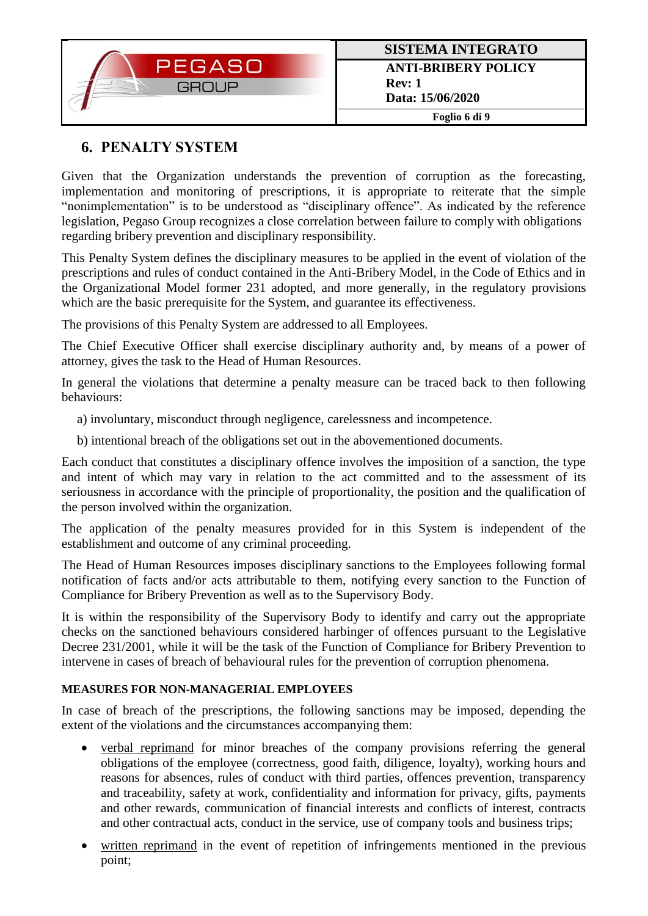## 6. PENALTY SYSTEM

Given that the Organization understands the prevention of corruption as the forecasting, implementation and monitoring of prescriptions, it is appropriate to reiterate that the simple "nonimplementation" is to be understood as "disciplinary offence". As indicated by the reference legislation, Pegaso Group recognizes a close correlation between failure to comply with obligations regarding bribery prevention and disciplinary responsibility.

This Penalty System defines the disciplinary measures to be applied in the event of violation of the prescriptions and rules of conduct contained in the Anti-Bribery Model, in the Code of Ethics and in the Organizational Model former 231 adopted, and more generally, in the regulatory provisions which are the basic prerequisite for the System, and guarantee its effectiveness.

The provisions of this Penalty System are addressed to all Employees.

The Chief Executive Officer shall exercise disciplinary authority and, by means of a power of attorney, gives the task to the Head of Human Resources.

In general the violations that determine a penalty measure can be traced back to then following behaviours:

a) involuntary, misconduct through negligence, carelessness and incompetence.

b) intentional breach of the obligations set out in the abovementioned documents.

Each conduct that constitutes a disciplinary offence involves the imposition of a sanction, the type and intent of which may vary in relation to the act committed and to the assessment of its seriousness in accordance with the principle of proportionality, the position and the qualification of the person involved within the organization.

The application of the penalty measures provided for in this System is independent of the establishment and outcome of any criminal proceeding.

The Head of Human Resources imposes disciplinary sanctions to the Employees following formal notification of facts and/or acts attributable to them, notifying every sanction to the Function of Compliance for Bribery Prevention as well as to the Supervisory Body.

It is within the responsibility of the Supervisory Body to identify and carry out the appropriate checks on the sanctioned behaviours considered harbinger of offences pursuant to the Legislative Decree 231/2001, while it will be the task of the Function of Compliance for Bribery Prevention to intervene in cases of breach of behavioural rules for the prevention of corruption phenomena.

**MEASURES FOR NON-MANAGERIAL EMPLOYEES**

In case of breach of the prescriptions, the following sanctions may be imposed, depending the extent of the violations and the circumstances accompanying them:

- verbal reprimand for minor breaches of the company provisions referring the general obligations of the employee (correctness, good faith, diligence, loyalty), working hours and reasons for absences, rules of conduct with third parties, offences prevention, transparency and traceability, safety at work, confidentiality and information for privacy, gifts, payments and other rewards, communication of financial interests and conflicts of interest, contracts and other contractual acts, conduct in the service, use of company tools and business trips;
- written reprimand in the event of repetition of infringements mentioned in the previous point;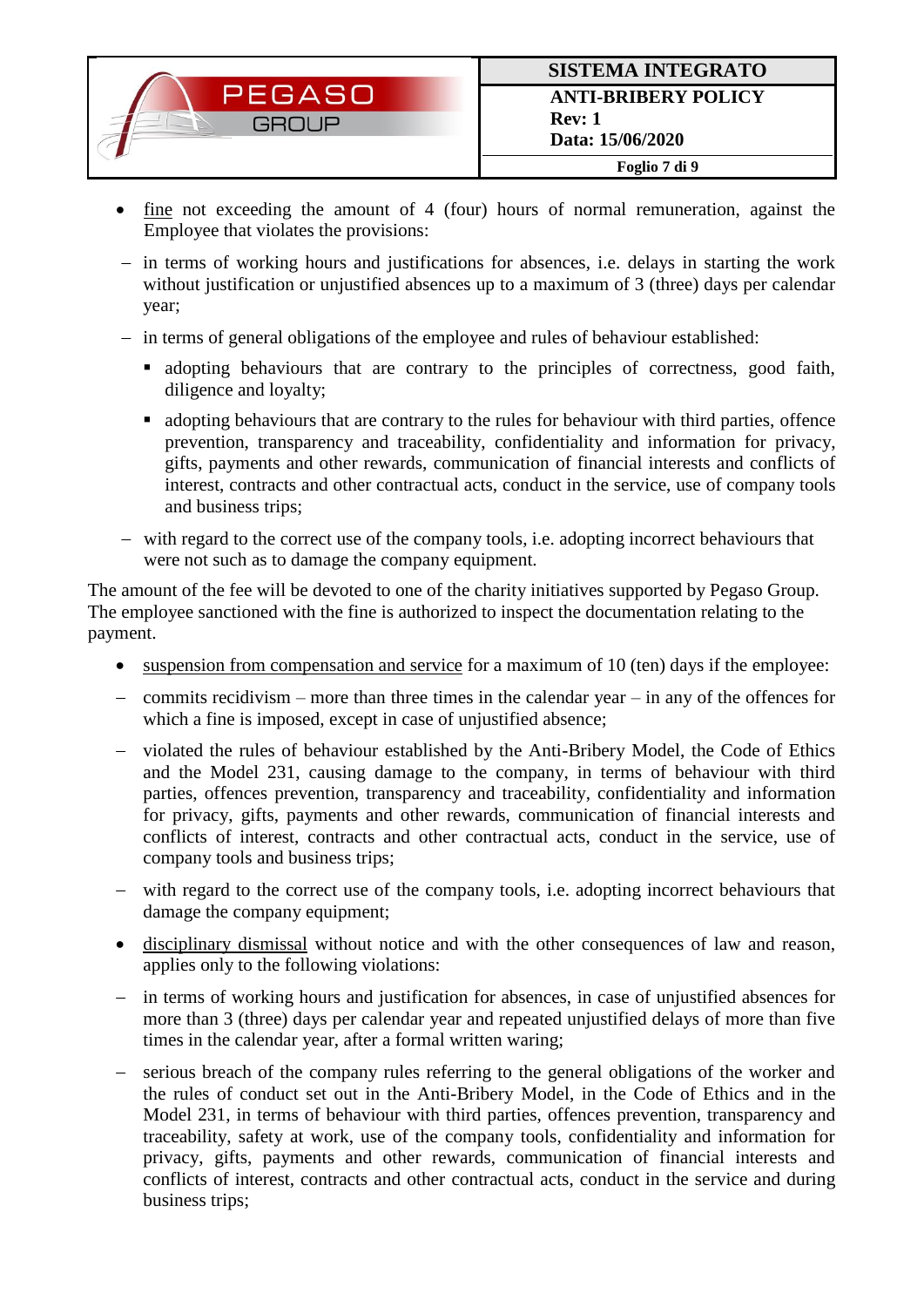- fine not exceeding the amount of 4 (four) hours of normal remuneration, against the Employee that violates the provisions:

  – in terms of working hours and justifications for absences, i.e. delays in starting the work without justification or unjustified absences up to a maximum of 3 (three) days per calendar year;

  – in terms of general obligations of the employee and rules of behaviour established:

    - adopting behaviours that are contrary to the principles of correctness, good faith, diligence and loyalty;
    - adopting behaviours that are contrary to the rules for behaviour with third parties, offence prevention, transparency and traceability, confidentiality and information for privacy, gifts, payments and other rewards, communication of financial interests and conflicts of interest, contracts and other contractual acts, conduct in the service, use of company tools and business trips;

  – with regard to the correct use of the company tools, i.e. adopting incorrect behaviours that were not such as to damage the company equipment.

The amount of the fee will be devoted to one of the charity initiatives supported by Pegaso Group. The employee sanctioned with the fine is authorized to inspect the documentation relating to the payment.

- suspension from compensation and service for a maximum of 10 (ten) days if the employee:

  – commits recidivism – more than three times in the calendar year – in any of the offences for which a fine is imposed, except in case of unjustified absence;

  – violated the rules of behaviour established by the Anti-Bribery Model, the Code of Ethics and the Model 231, causing damage to the company, in terms of behaviour with third parties, offences prevention, transparency and traceability, confidentiality and information for privacy, gifts, payments and other rewards, communication of financial interests and conflicts of interest, contracts and other contractual acts, conduct in the service, use of company tools and business trips;

  – with regard to the correct use of the company tools, i.e. adopting incorrect behaviours that damage the company equipment;

- disciplinary dismissal without notice and with the other consequences of law and reason, applies only to the following violations:

  – in terms of working hours and justification for absences, in case of unjustified absences for more than 3 (three) days per calendar year and repeated unjustified delays of more than five times in the calendar year, after a formal written waring;

  – serious breach of the company rules referring to the general obligations of the worker and the rules of conduct set out in the Anti-Bribery Model, in the Code of Ethics and in the Model 231, in terms of behaviour with third parties, offences prevention, transparency and traceability, safety at work, use of the company tools, confidentiality and information for privacy, gifts, payments and other rewards, communication of financial interests and conflicts of interest, contracts and other contractual acts, conduct in the service and during business trips;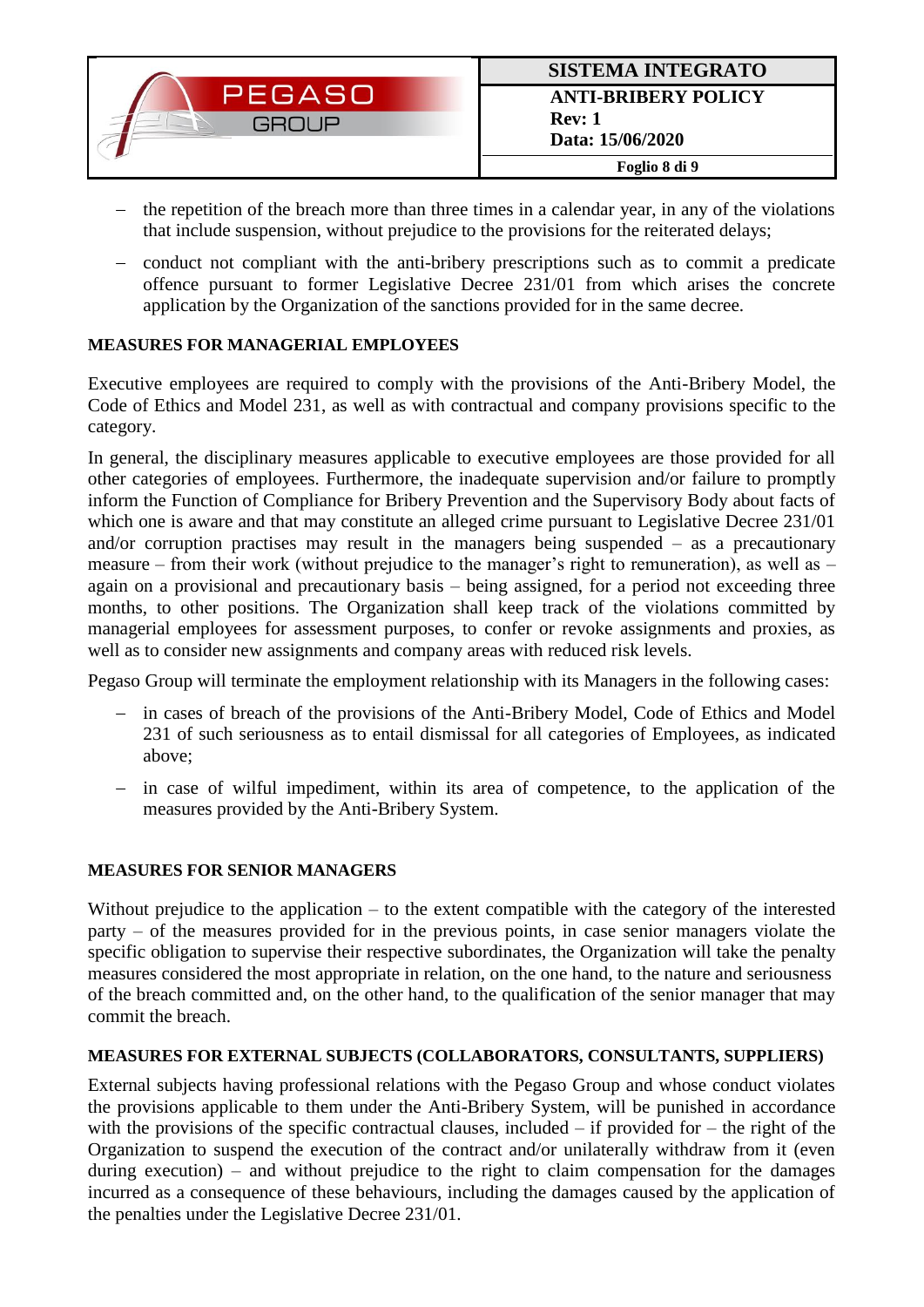- the repetition of the breach more than three times in a calendar year, in any of the violations that include suspension, without prejudice to the provisions for the reiterated delays;
- conduct not compliant with the anti-bribery prescriptions such as to commit a predicate offence pursuant to former Legislative Decree 231/01 from which arises the concrete application by the Organization of the sanctions provided for in the same decree.

**MEASURES FOR MANAGERIAL EMPLOYEES**

Executive employees are required to comply with the provisions of the Anti-Bribery Model, the Code of Ethics and Model 231, as well as with contractual and company provisions specific to the category.

In general, the disciplinary measures applicable to executive employees are those provided for all other categories of employees. Furthermore, the inadequate supervision and/or failure to promptly inform the Function of Compliance for Bribery Prevention and the Supervisory Body about facts of which one is aware and that may constitute an alleged crime pursuant to Legislative Decree 231/01 and/or corruption practises may result in the managers being suspended – as a precautionary measure – from their work (without prejudice to the manager's right to remuneration), as well as – again on a provisional and precautionary basis – being assigned, for a period not exceeding three months, to other positions. The Organization shall keep track of the violations committed by managerial employees for assessment purposes, to confer or revoke assignments and proxies, as well as to consider new assignments and company areas with reduced risk levels.

Pegaso Group will terminate the employment relationship with its Managers in the following cases:

- in cases of breach of the provisions of the Anti-Bribery Model, Code of Ethics and Model 231 of such seriousness as to entail dismissal for all categories of Employees, as indicated above;
- in case of wilful impediment, within its area of competence, to the application of the measures provided by the Anti-Bribery System.

**MEASURES FOR SENIOR MANAGERS**

Without prejudice to the application – to the extent compatible with the category of the interested party – of the measures provided for in the previous points, in case senior managers violate the specific obligation to supervise their respective subordinates, the Organization will take the penalty measures considered the most appropriate in relation, on the one hand, to the nature and seriousness of the breach committed and, on the other hand, to the qualification of the senior manager that may commit the breach.

**MEASURES FOR EXTERNAL SUBJECTS (COLLABORATORS, CONSULTANTS, SUPPLIERS)**

External subjects having professional relations with the Pegaso Group and whose conduct violates the provisions applicable to them under the Anti-Bribery System, will be punished in accordance with the provisions of the specific contractual clauses, included – if provided for – the right of the Organization to suspend the execution of the contract and/or unilaterally withdraw from it (even during execution) – and without prejudice to the right to claim compensation for the damages incurred as a consequence of these behaviours, including the damages caused by the application of the penalties under the Legislative Decree 231/01.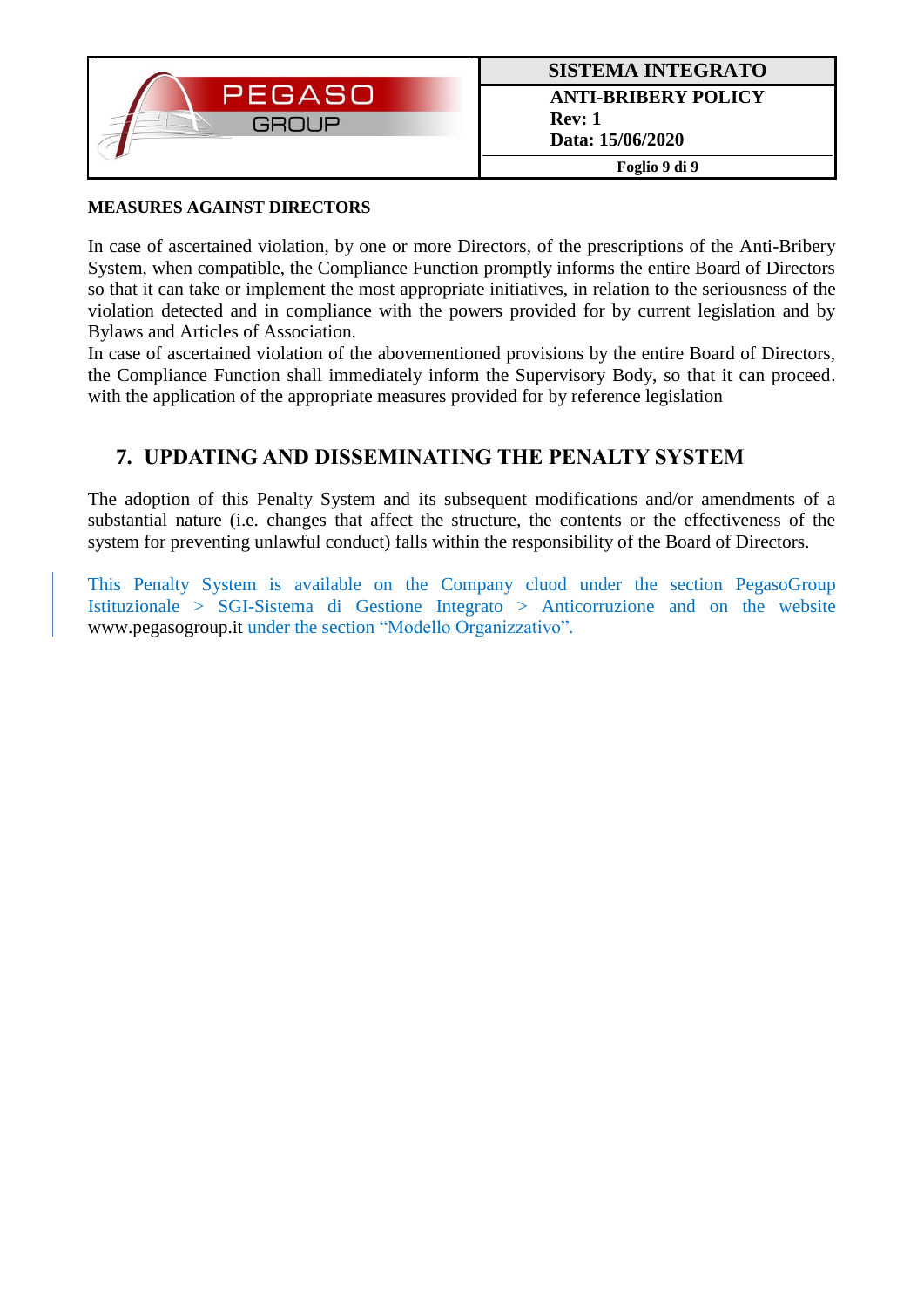**MEASURES AGAINST DIRECTORS**

In case of ascertained violation, by one or more Directors, of the prescriptions of the Anti-Bribery System, when compatible, the Compliance Function promptly informs the entire Board of Directors so that it can take or implement the most appropriate initiatives, in relation to the seriousness of the violation detected and in compliance with the powers provided for by current legislation and by Bylaws and Articles of Association.
In case of ascertained violation of the abovementioned provisions by the entire Board of Directors, the Compliance Function shall immediately inform the Supervisory Body, so that it can proceed. with the application of the appropriate measures provided for by reference legislation

## 7. UPDATING AND DISSEMINATING THE PENALTY SYSTEM

The adoption of this Penalty System and its subsequent modifications and/or amendments of a substantial nature (i.e. changes that affect the structure, the contents or the effectiveness of the system for preventing unlawful conduct) falls within the responsibility of the Board of Directors.

This Penalty System is available on the Company cluod under the section PegasoGroup Istituzionale > SGI-Sistema di Gestione Integrato > Anticorruzione and on the website www.pegasogroup.it under the section “Modello Organizzativo”.